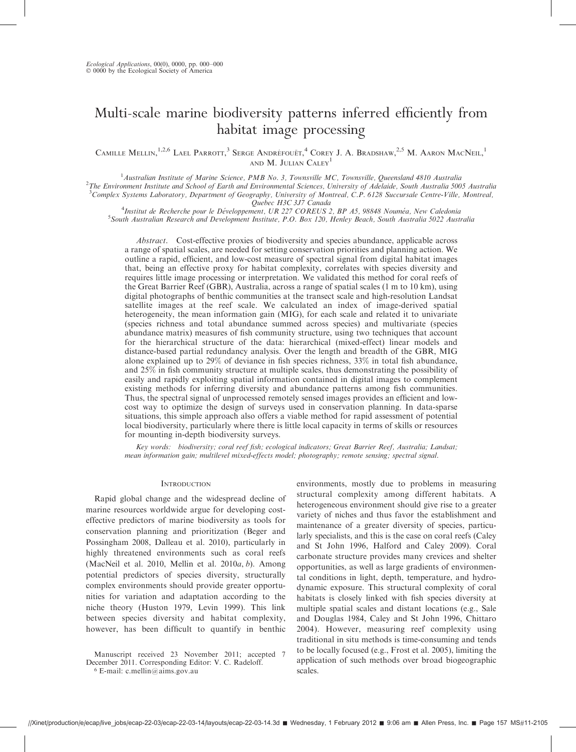# Multi-scale marine biodiversity patterns inferred efficiently from habitat image processing

Camille Mellin,[1,2,6] Lael Parrott,[3] Serge Andréfouët,[4] Corey J. A. Bradshaw,[2,5] M. Aaron MacNeil,[1] and M. Julian Caley[1]

[1] Australian Institute of Marine Science, PMB No. 3, Townsville MC, Townsville, Queensland 4810 Australia

[2] The Environment Institute and School of Earth and Environmental Sciences, University of Adelaide, South Australia 5005 Australia

[3] Complex Systems Laboratory, Department of Geography, University of Montreal, C.P. 6128 Succursale Centre-Ville, Montreal, Quebec H3C 3J7 Canada

[4] Institut de Recherche pour le Développement, UR 227 COREUS 2, BP A5, 98848 Nouméa, New Caledonia

[5] South Australian Research and Development Institute, P.O. Box 120, Henley Beach, South Australia 5022 Australia

*Abstract*. Cost-effective proxies of biodiversity and species abundance, applicable across a range of spatial scales, are needed for setting conservation priorities and planning action. We outline a rapid, efficient, and low-cost measure of spectral signal from digital habitat images that, being an effective proxy for habitat complexity, correlates with species diversity and requires little image processing or interpretation. We validated this method for coral reefs of the Great Barrier Reef (GBR), Australia, across a range of spatial scales (1 m to 10 km), using digital photographs of benthic communities at the transect scale and high-resolution Landsat satellite images at the reef scale. We calculated an index of image-derived spatial heterogeneity, the mean information gain (MIG), for each scale and related it to univariate (species richness and total abundance summed across species) and multivariate (species abundance matrix) measures of fish community structure, using two techniques that account for the hierarchical structure of the data: hierarchical (mixed-effect) linear models and distance-based partial redundancy analysis. Over the length and breadth of the GBR, MIG alone explained up to 29% of deviance in fish species richness, 33% in total fish abundance, and 25% in fish community structure at multiple scales, thus demonstrating the possibility of easily and rapidly exploiting spatial information contained in digital images to complement existing methods for inferring diversity and abundance patterns among fish communities. Thus, the spectral signal of unprocessed remotely sensed images provides an efficient and low-cost way to optimize the design of surveys used in conservation planning. In data-sparse situations, this simple approach also offers a viable method for rapid assessment of potential local biodiversity, particularly where there is little local capacity in terms of skills or resources for mounting in-depth biodiversity surveys.

*Key words*: *biodiversity; coral reef fish; ecological indicators; Great Barrier Reef, Australia; Landsat; mean information gain; multilevel mixed-effects model; photography; remote sensing; spectral signal.*

## Introduction

Rapid global change and the widespread decline of marine resources worldwide argue for developing cost-effective predictors of marine biodiversity as tools for conservation planning and prioritization (Beger and Possingham 2008, Dalleau et al. 2010), particularly in highly threatened environments such as coral reefs (MacNeil et al. 2010, Mellin et al. 2010*a*, *b*). Among potential predictors of species diversity, structurally complex environments should provide greater opportunities for variation and adaptation according to the niche theory (Huston 1979, Levin 1999). This link between species diversity and habitat complexity, however, has been difficult to quantify in benthic environments, mostly due to problems in measuring structural complexity among different habitats. A heterogeneous environment should give rise to a greater variety of niches and thus favor the establishment and maintenance of a greater diversity of species, particularly specialists, and this is the case on coral reefs (Caley and St John 1996, Halford and Caley 2009). Coral carbonate structure provides many crevices and shelter opportunities, as well as large gradients of environmental conditions in light, depth, temperature, and hydrodynamic exposure. This structural complexity of coral habitats is closely linked with fish species diversity at multiple spatial scales and distant locations (e.g., Sale and Douglas 1984, Caley and St John 1996, Chittaro 2004). However, measuring reef complexity using traditional in situ methods is time-consuming and tends to be locally focused (e.g., Frost et al. 2005), limiting the application of such methods over broad biogeographic scales.

Manuscript received 23 November 2011; accepted 7 December 2011. Corresponding Editor: V. C. Radeloff.

[6] E-mail: c.mellin@aims.gov.au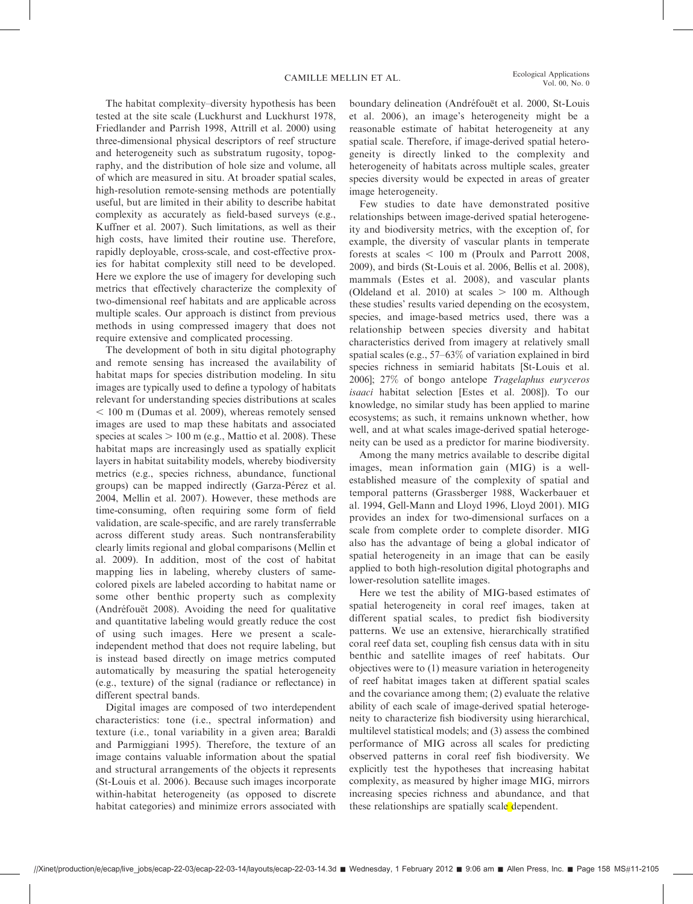The habitat complexity–diversity hypothesis has been tested at the site scale (Luckhurst and Luckhurst 1978, Friedlander and Parrish 1998, Attrill et al. 2000) using three-dimensional physical descriptors of reef structure and heterogeneity such as substratum rugosity, topography, and the distribution of hole size and volume, all of which are measured in situ. At broader spatial scales, high-resolution remote-sensing methods are potentially useful, but are limited in their ability to describe habitat complexity as accurately as field-based surveys (e.g., Kuffner et al. 2007). Such limitations, as well as their high costs, have limited their routine use. Therefore, rapidly deployable, cross-scale, and cost-effective proxies for habitat complexity still need to be developed. Here we explore the use of imagery for developing such metrics that effectively characterize the complexity of two-dimensional reef habitats and are applicable across multiple scales. Our approach is distinct from previous methods in using compressed imagery that does not require extensive and complicated processing.

The development of both in situ digital photography and remote sensing has increased the availability of habitat maps for species distribution modeling. In situ images are typically used to define a typology of habitats relevant for understanding species distributions at scales $< 100$ m (Dumas et al. 2009), whereas remotely sensed images are used to map these habitats and associated species at scales $> 100$ m (e.g., Mattio et al. 2008). These habitat maps are increasingly used as spatially explicit layers in habitat suitability models, whereby biodiversity metrics (e.g., species richness, abundance, functional groups) can be mapped indirectly (Garza-Pérez et al. 2004, Mellin et al. 2007). However, these methods are time-consuming, often requiring some form of field validation, are scale-specific, and are rarely transferrable across different study areas. Such nontransferability clearly limits regional and global comparisons (Mellin et al. 2009). In addition, most of the cost of habitat mapping lies in labeling, whereby clusters of same-colored pixels are labeled according to habitat name or some other benthic property such as complexity (Andréfouët 2008). Avoiding the need for qualitative and quantitative labeling would greatly reduce the cost of using such images. Here we present a scale-independent method that does not require labeling, but is instead based directly on image metrics computed automatically by measuring the spatial heterogeneity (e.g., texture) of the signal (radiance or reflectance) in different spectral bands.

Digital images are composed of two interdependent characteristics: tone (i.e., spectral information) and texture (i.e., tonal variability in a given area; Baraldi and Parmiggiani 1995). Therefore, the texture of an image contains valuable information about the spatial and structural arrangements of the objects it represents (St-Louis et al. 2006). Because such images incorporate within-habitat heterogeneity (as opposed to discrete habitat categories) and minimize errors associated with boundary delineation (Andréfouët et al. 2000, St-Louis et al. 2006), an image's heterogeneity might be a reasonable estimate of habitat heterogeneity at any spatial scale. Therefore, if image-derived spatial heterogeneity is directly linked to the complexity and heterogeneity of habitats across multiple scales, greater species diversity would be expected in areas of greater image heterogeneity.

Few studies to date have demonstrated positive relationships between image-derived spatial heterogeneity and biodiversity metrics, with the exception of, for example, the diversity of vascular plants in temperate forests at scales $< 100$ m (Proulx and Parrott 2008, 2009), and birds (St-Louis et al. 2006, Bellis et al. 2008), mammals (Estes et al. 2008), and vascular plants (Oldeland et al. 2010) at scales $> 100$ m. Although these studies' results varied depending on the ecosystem, species, and image-based metrics used, there was a relationship between species diversity and habitat characteristics derived from imagery at relatively small spatial scales (e.g., 57–63% of variation explained in bird species richness in semiarid habitats [St-Louis et al. 2006]; 27% of bongo antelope *Tragelaphus euryceros isaaci* habitat selection [Estes et al. 2008]). To our knowledge, no similar study has been applied to marine ecosystems; as such, it remains unknown whether, how well, and at what scales image-derived spatial heterogeneity can be used as a predictor for marine biodiversity.

Among the many metrics available to describe digital images, mean information gain (MIG) is a well-established measure of the complexity of spatial and temporal patterns (Grassberger 1988, Wackerbauer et al. 1994, Gell-Mann and Lloyd 1996, Lloyd 2001). MIG provides an index for two-dimensional surfaces on a scale from complete order to complete disorder. MIG also has the advantage of being a global indicator of spatial heterogeneity in an image that can be easily applied to both high-resolution digital photographs and lower-resolution satellite images.

Here we test the ability of MIG-based estimates of spatial heterogeneity in coral reef images, taken at different spatial scales, to predict fish biodiversity patterns. We use an extensive, hierarchically stratified coral reef data set, coupling fish census data with in situ benthic and satellite images of reef habitats. Our objectives were to (1) measure variation in heterogeneity of reef habitat images taken at different spatial scales and the covariance among them; (2) evaluate the relative ability of each scale of image-derived spatial heterogeneity to characterize fish biodiversity using hierarchical, multilevel statistical models; and (3) assess the combined performance of MIG across all scales for predicting observed patterns in coral reef fish biodiversity. We explicitly test the hypotheses that increasing habitat complexity, as measured by higher image MIG, mirrors increasing species richness and abundance, and that these relationships are spatially scale dependent.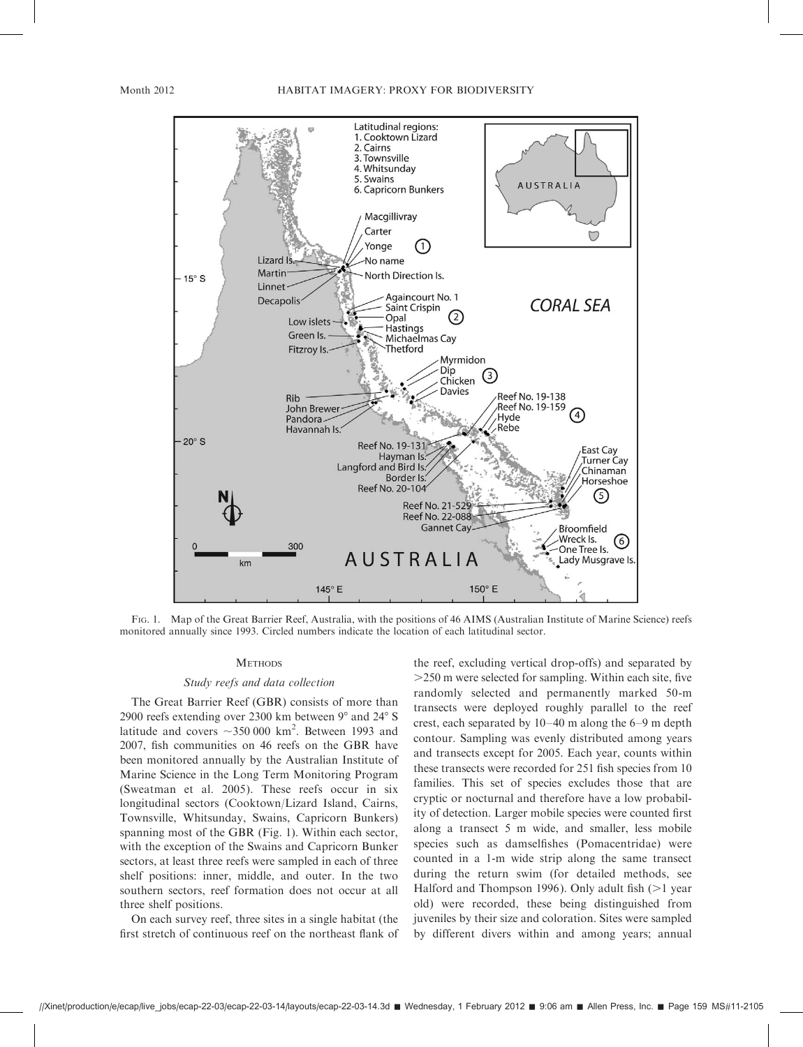Fig. 1. Map of the Great Barrier Reef, Australia, with the positions of 46 AIMS (Australian Institute of Marine Science) reefs monitored annually since 1993. Circled numbers indicate the location of each latitudinal sector.

## Methods

### Study reefs and data collection

The Great Barrier Reef (GBR) consists of more than 2900 reefs extending over 2300 km between 9° and 24° S latitude and covers ~350 000 km$^2$. Between 1993 and 2007, fish communities on 46 reefs on the GBR have been monitored annually by the Australian Institute of Marine Science in the Long Term Monitoring Program (Sweatman et al. 2005). These reefs occur in six longitudinal sectors (Cooktown/Lizard Island, Cairns, Townsville, Whitsunday, Swains, Capricorn Bunkers) spanning most of the GBR (Fig. 1). Within each sector, with the exception of the Swains and Capricorn Bunker sectors, at least three reefs were sampled in each of three shelf positions: inner, middle, and outer. In the two southern sectors, reef formation does not occur at all three shelf positions.

On each survey reef, three sites in a single habitat (the first stretch of continuous reef on the northeast flank of the reef, excluding vertical drop-offs) and separated by >250 m were selected for sampling. Within each site, five randomly selected and permanently marked 50-m transects were deployed roughly parallel to the reef crest, each separated by 10–40 m along the 6–9 m depth contour. Sampling was evenly distributed among years and transects except for 2005. Each year, counts within these transects were recorded for 251 fish species from 10 families. This set of species excludes those that are cryptic or nocturnal and therefore have a low probability of detection. Larger mobile species were counted first along a transect 5 m wide, and smaller, less mobile species such as damselfishes (Pomacentridae) were counted in a 1-m wide strip along the same transect during the return swim (for detailed methods, see Halford and Thompson 1996). Only adult fish (>1 year old) were recorded, these being distinguished from juveniles by their size and coloration. Sites were sampled by different divers within and among years; annual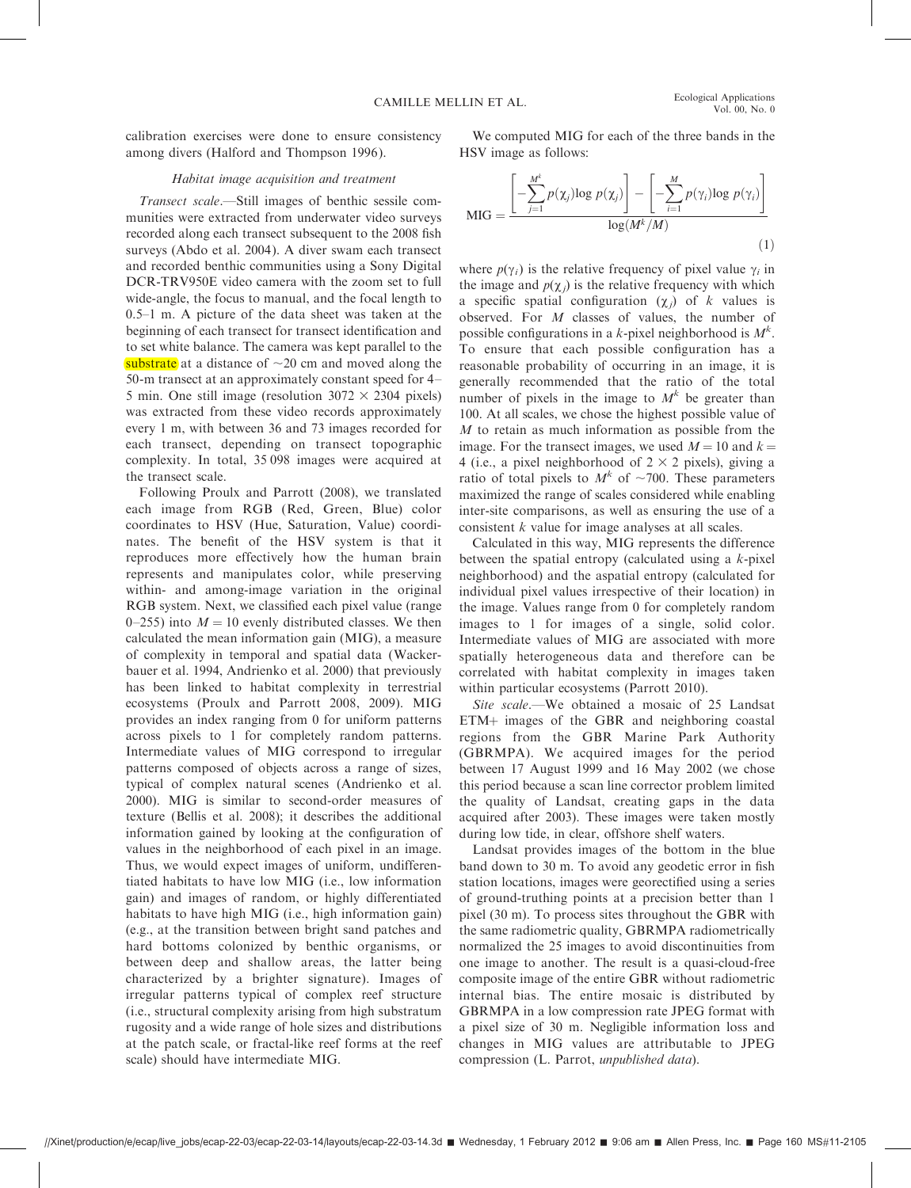calibration exercises were done to ensure consistency among divers (Halford and Thompson 1996).

### *Habitat image acquisition and treatment*

*Transect scale*.—Still images of benthic sessile communities were extracted from underwater video surveys recorded along each transect subsequent to the 2008 fish surveys (Abdo et al. 2004). A diver swam each transect and recorded benthic communities using a Sony Digital DCR-TRV950E video camera with the zoom set to full wide-angle, the focus to manual, and the focal length to 0.5–1 m. A picture of the data sheet was taken at the beginning of each transect for transect identification and to set white balance. The camera was kept parallel to the substrate at a distance of ~20 cm and moved along the 50-m transect at an approximately constant speed for 4–5 min. One still image (resolution 3072 × 2304 pixels) was extracted from these video records approximately every 1 m, with between 36 and 73 images recorded for each transect, depending on transect topographic complexity. In total, 35 098 images were acquired at the transect scale.

Following Proulx and Parrott (2008), we translated each image from RGB (Red, Green, Blue) color coordinates to HSV (Hue, Saturation, Value) coordinates. The benefit of the HSV system is that it reproduces more effectively how the human brain represents and manipulates color, while preserving within- and among-image variation in the original RGB system. Next, we classified each pixel value (range 0–255) into $M = 10$ evenly distributed classes. We then calculated the mean information gain (MIG), a measure of complexity in temporal and spatial data (Wackerbauer et al. 1994, Andrienko et al. 2000) that previously has been linked to habitat complexity in terrestrial ecosystems (Proulx and Parrott 2008, 2009). MIG provides an index ranging from 0 for uniform patterns across pixels to 1 for completely random patterns. Intermediate values of MIG correspond to irregular patterns composed of objects across a range of sizes, typical of complex natural scenes (Andrienko et al. 2000). MIG is similar to second-order measures of texture (Bellis et al. 2008); it describes the additional information gained by looking at the configuration of values in the neighborhood of each pixel in an image. Thus, we would expect images of uniform, undifferentiated habitats to have low MIG (i.e., low information gain) and images of random, or highly differentiated habitats to have high MIG (i.e., high information gain) (e.g., at the transition between bright sand patches and hard bottoms colonized by benthic organisms, or between deep and shallow areas, the latter being characterized by a brighter signature). Images of irregular patterns typical of complex reef structure (i.e., structural complexity arising from high substratum rugosity and a wide range of hole sizes and distributions at the patch scale, or fractal-like reef forms at the reef scale) should have intermediate MIG.

We computed MIG for each of the three bands in the HSV image as follows:

$$\mathrm{MIG} = \frac{\left[-\sum_{j=1}^{M^k} p(\chi_j)\log p(\chi_j)\right] - \left[-\sum_{i=1}^{M} p(\gamma_i)\log p(\gamma_i)\right]}{\log(M^k/M)} \qquad (1)$$

where $p(\gamma_i)$ is the relative frequency of pixel value $\gamma_i$ in the image and $p(\chi_j)$ is the relative frequency with which a specific spatial configuration ($\chi_j$) of $k$ values is observed. For $M$ classes of values, the number of possible configurations in a $k$-pixel neighborhood is $M^k$. To ensure that each possible configuration has a reasonable probability of occurring in an image, it is generally recommended that the ratio of the total number of pixels in the image to $M^k$ be greater than 100. At all scales, we chose the highest possible value of $M$ to retain as much information as possible from the image. For the transect images, we used $M = 10$ and $k = 4$ (i.e., a pixel neighborhood of $2 \times 2$ pixels), giving a ratio of total pixels to $M^k$ of ~700. These parameters maximized the range of scales considered while enabling inter-site comparisons, as well as ensuring the use of a consistent $k$ value for image analyses at all scales.

Calculated in this way, MIG represents the difference between the spatial entropy (calculated using a $k$-pixel neighborhood) and the aspatial entropy (calculated for individual pixel values irrespective of their location) in the image. Values range from 0 for completely random images to 1 for images of a single, solid color. Intermediate values of MIG are associated with more spatially heterogeneous data and therefore can be correlated with habitat complexity in images taken within particular ecosystems (Parrott 2010).

*Site scale*.—We obtained a mosaic of 25 Landsat ETM+ images of the GBR and neighboring coastal regions from the GBR Marine Park Authority (GBRMPA). We acquired images for the period between 17 August 1999 and 16 May 2002 (we chose this period because a scan line corrector problem limited the quality of Landsat, creating gaps in the data acquired after 2003). These images were taken mostly during low tide, in clear, offshore shelf waters.

Landsat provides images of the bottom in the blue band down to 30 m. To avoid any geodetic error in fish station locations, images were georectified using a series of ground-truthing points at a precision better than 1 pixel (30 m). To process sites throughout the GBR with the same radiometric quality, GBRMPA radiometrically normalized the 25 images to avoid discontinuities from one image to another. The result is a quasi-cloud-free composite image of the entire GBR without radiometric internal bias. The entire mosaic is distributed by GBRMPA in a low compression rate JPEG format with a pixel size of 30 m. Negligible information loss and changes in MIG values are attributable to JPEG compression (L. Parrot, *unpublished data*).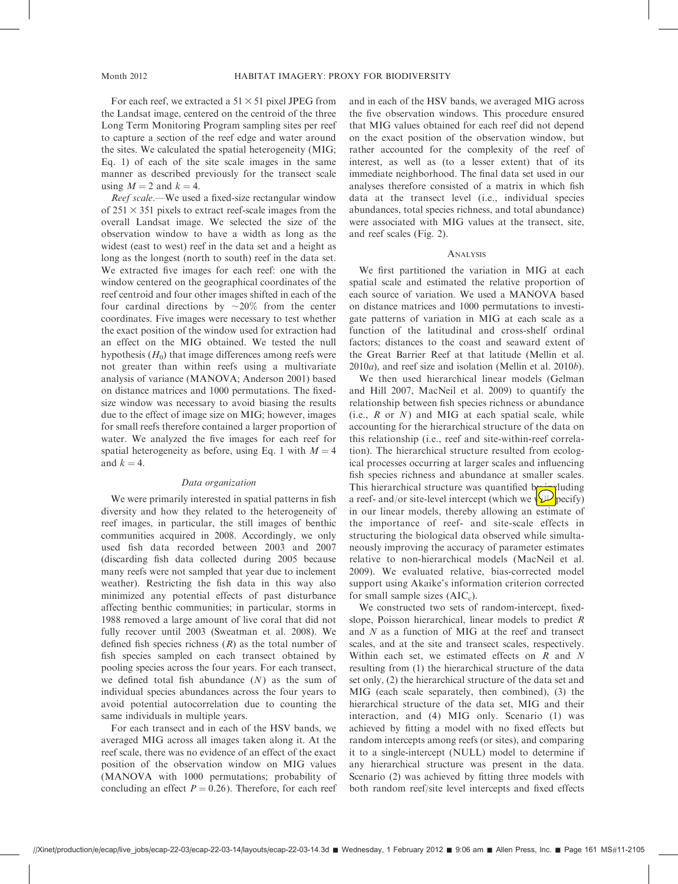For each reef, we extracted a $51 \times 51$ pixel JPEG from the Landsat image, centered on the centroid of the three Long Term Monitoring Program sampling sites per reef to capture a section of the reef edge and water around the sites. We calculated the spatial heterogeneity (MIG; Eq. 1) of each of the site scale images in the same manner as described previously for the transect scale using $M = 2$ and $k = 4$.

*Reef scale.*—We used a fixed-size rectangular window of $251 \times 351$ pixels to extract reef-scale images from the overall Landsat image. We selected the size of the observation window to have a width as long as the widest (east to west) reef in the data set and a height as long as the longest (north to south) reef in the data set. We extracted five images for each reef: one with the window centered on the geographical coordinates of the reef centroid and four other images shifted in each of the four cardinal directions by ~20% from the center coordinates. Five images were necessary to test whether the exact position of the window used for extraction had an effect on the MIG obtained. We tested the null hypothesis ($H_0$) that image differences among reefs were not greater than within reefs using a multivariate analysis of variance (MANOVA; Anderson 2001) based on distance matrices and 1000 permutations. The fixed-size window was necessary to avoid biasing the results due to the effect of image size on MIG; however, images for small reefs therefore contained a larger proportion of water. We analyzed the five images for each reef for spatial heterogeneity as before, using Eq. 1 with $M = 4$ and $k = 4$.

### Data organization

We were primarily interested in spatial patterns in fish diversity and how they related to the heterogeneity of reef images, in particular, the still images of benthic communities acquired in 2008. Accordingly, we only used fish data recorded between 2003 and 2007 (discarding fish data collected during 2005 because many reefs were not sampled that year due to inclement weather). Restricting the fish data in this way also minimized any potential effects of past disturbance affecting benthic communities; in particular, storms in 1988 removed a large amount of live coral that did not fully recover until 2003 (Sweatman et al. 2008). We defined fish species richness ($R$) as the total number of fish species sampled on each transect obtained by pooling species across the four years. For each transect, we defined total fish abundance ($N$) as the sum of individual species abundances across the four years to avoid potential autocorrelation due to counting the same individuals in multiple years.

For each transect and in each of the HSV bands, we averaged MIG across all images taken along it. At the reef scale, there was no evidence of an effect of the exact position of the observation window on MIG values (MANOVA with 1000 permutations; probability of concluding an effect $P = 0.26$). Therefore, for each reef and in each of the HSV bands, we averaged MIG across the five observation windows. This procedure ensured that MIG values obtained for each reef did not depend on the exact position of the observation window, but rather accounted for the complexity of the reef of interest, as well as (to a lesser extent) that of its immediate neighborhood. The final data set used in our analyses therefore consisted of a matrix in which fish data at the transect level (i.e., individual species abundances, total species richness, and total abundance) were associated with MIG values at the transect, site, and reef scales (Fig. 2).

## Analysis

We first partitioned the variation in MIG at each spatial scale and estimated the relative proportion of each source of variation. We used a MANOVA based on distance matrices and 1000 permutations to investigate patterns of variation in MIG at each scale as a function of the latitudinal and cross-shelf ordinal factors; distances to the coast and seaward extent of the Great Barrier Reef at that latitude (Mellin et al. 2010*a*), and reef size and isolation (Mellin et al. 2010*b*).

We then used hierarchical linear models (Gelman and Hill 2007, MacNeil et al. 2009) to quantify the relationship between fish species richness or abundance (i.e., $R$ or $N$) and MIG at each spatial scale, while accounting for the hierarchical structure of the data on this relationship (i.e., reef and site-within-reef correlation). The hierarchical structure resulted from ecological processes occurring at larger scales and influencing fish species richness and abundance at smaller scales. This hierarchical structure was quantified by including a reef- and/or site-level intercept (which we specify) in our linear models, thereby allowing an estimate of the importance of reef- and site-scale effects in structuring the biological data observed while simultaneously improving the accuracy of parameter estimates relative to non-hierarchical models (MacNeil et al. 2009). We evaluated relative, bias-corrected model support using Akaike's information criterion corrected for small sample sizes ($AIC_c$).

We constructed two sets of random-intercept, fixed-slope, Poisson hierarchical, linear models to predict $R$ and $N$ as a function of MIG at the reef and transect scales, and at the site and transect scales, respectively. Within each set, we estimated effects on $R$ and $N$ resulting from (1) the hierarchical structure of the data set only, (2) the hierarchical structure of the data set and MIG (each scale separately, then combined), (3) the hierarchical structure of the data set, MIG and their interaction, and (4) MIG only. Scenario (1) was achieved by fitting a model with no fixed effects but random intercepts among reefs (or sites), and comparing it to a single-intercept (NULL) model to determine if any hierarchical structure was present in the data. Scenario (2) was achieved by fitting three models with both random reef/site level intercepts and fixed effects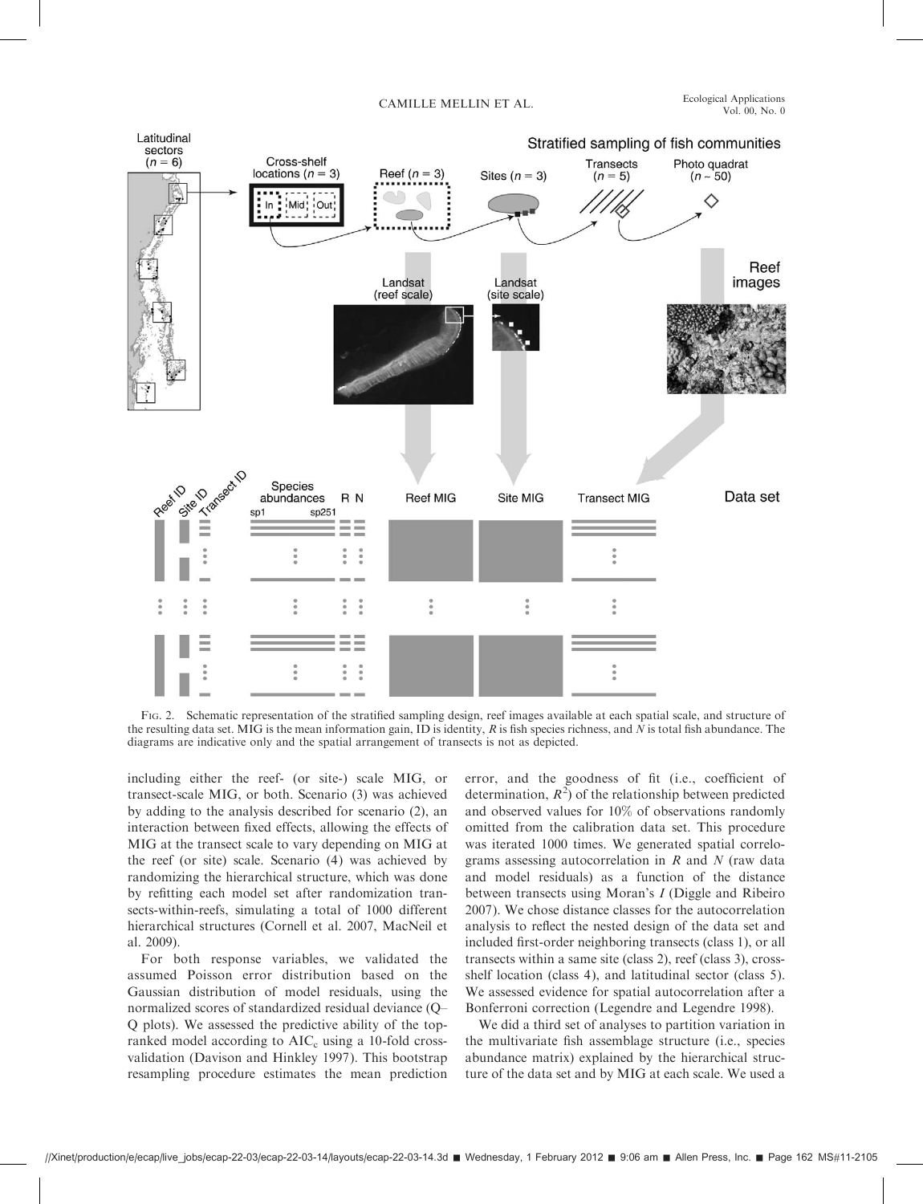Fig. 2. Schematic representation of the stratified sampling design, reef images available at each spatial scale, and structure of the resulting data set. MIG is the mean information gain, ID is identity, $R$ is fish species richness, and $N$ is total fish abundance. The diagrams are indicative only and the spatial arrangement of transects is not as depicted.

including either the reef- (or site-) scale MIG, or transect-scale MIG, or both. Scenario (3) was achieved by adding to the analysis described for scenario (2), an interaction between fixed effects, allowing the effects of MIG at the transect scale to vary depending on MIG at the reef (or site) scale. Scenario (4) was achieved by randomizing the hierarchical structure, which was done by refitting each model set after randomization transects-within-reefs, simulating a total of 1000 different hierarchical structures (Cornell et al. 2007, MacNeil et al. 2009).

For both response variables, we validated the assumed Poisson error distribution based on the Gaussian distribution of model residuals, using the normalized scores of standardized residual deviance (Q–Q plots). We assessed the predictive ability of the top-ranked model according to $AIC_c$ using a 10-fold cross-validation (Davison and Hinkley 1997). This bootstrap resampling procedure estimates the mean prediction error, and the goodness of fit (i.e., coefficient of determination, $R^2$) of the relationship between predicted and observed values for 10% of observations randomly omitted from the calibration data set. This procedure was iterated 1000 times. We generated spatial correlograms assessing autocorrelation in $R$ and $N$ (raw data and model residuals) as a function of the distance between transects using Moran's $I$ (Diggle and Ribeiro 2007). We chose distance classes for the autocorrelation analysis to reflect the nested design of the data set and included first-order neighboring transects (class 1), or all transects within a same site (class 2), reef (class 3), cross-shelf location (class 4), and latitudinal sector (class 5). We assessed evidence for spatial autocorrelation after a Bonferroni correction (Legendre and Legendre 1998).

We did a third set of analyses to partition variation in the multivariate fish assemblage structure (i.e., species abundance matrix) explained by the hierarchical structure of the data set and by MIG at each scale. We used a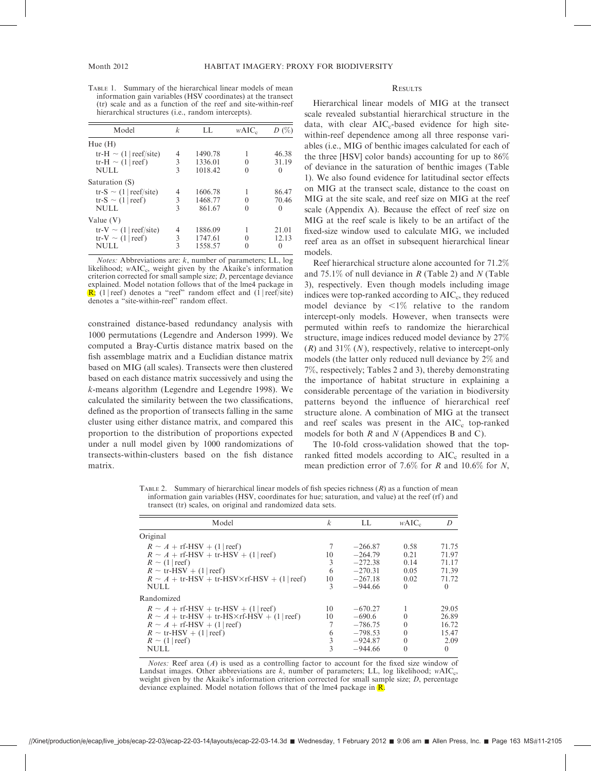TABLE 1. Summary of the hierarchical linear models of mean information gain variables (HSV coordinates) at the transect (tr) scale and as a function of the reef and site-within-reef hierarchical structures (i.e., random intercepts).

| Model | $k$ | LL | $w\text{AIC}_c$ | $D$ (%) |
|---|---|---|---|---|
| Hue (H) | | | | |
| tr-H ~ (1 \| reef/site) | 4 | 1490.78 | 1 | 46.38 |
| tr-H ~ (1 \| reef) | 3 | 1336.01 | 0 | 31.19 |
| NULL | 3 | 1018.42 | 0 | 0 |
| Saturation (S) | | | | |
| tr-S ~ (1 \| reef/site) | 4 | 1606.78 | 1 | 86.47 |
| tr-S ~ (1 \| reef) | 3 | 1468.77 | 0 | 70.46 |
| NULL | 3 | 861.67 | 0 | 0 |
| Value (V) | | | | |
| tr-V ~ (1 \| reef/site) | 4 | 1886.09 | 1 | 21.01 |
| tr-V ~ (1 \| reef) | 3 | 1747.61 | 0 | 12.13 |
| NULL | 3 | 1558.57 | 0 | 0 |

*Notes:* Abbreviations are: $k$, number of parameters; LL, log likelihood; $w\text{AIC}_c$, weight given by the Akaike's information criterion corrected for small sample size; $D$, percentage deviance explained. Model notation follows that of the lme4 package in R; (1 | reef) denotes a "reef" random effect and (1 | reef/site) denotes a "site-within-reef" random effect.

constrained distance-based redundancy analysis with 1000 permutations (Legendre and Anderson 1999). We computed a Bray-Curtis distance matrix based on the fish assemblage matrix and a Euclidian distance matrix based on MIG (all scales). Transects were then clustered based on each distance matrix successively and using the $k$-means algorithm (Legendre and Legendre 1998). We calculated the similarity between the two classifications, defined as the proportion of transects falling in the same cluster using either distance matrix, and compared this proportion to the distribution of proportions expected under a null model given by 1000 randomizations of transects-within-clusters based on the fish distance matrix.

## RESULTS

Hierarchical linear models of MIG at the transect scale revealed substantial hierarchical structure in the data, with clear $\text{AIC}_c$-based evidence for high site-within-reef dependence among all three response variables (i.e., MIG of benthic images calculated for each of the three [HSV] color bands) accounting for up to 86% of deviance in the saturation of benthic images (Table 1). We also found evidence for latitudinal sector effects on MIG at the transect scale, distance to the coast on MIG at the site scale, and reef size on MIG at the reef scale (Appendix A). Because the effect of reef size on MIG at the reef scale is likely to be an artifact of the fixed-size window used to calculate MIG, we included reef area as an offset in subsequent hierarchical linear models.

Reef hierarchical structure alone accounted for 71.2% and 75.1% of null deviance in $R$ (Table 2) and $N$ (Table 3), respectively. Even though models including image indices were top-ranked according to $\text{AIC}_c$, they reduced model deviance by <1% relative to the random intercept-only models. However, when transects were permuted within reefs to randomize the hierarchical structure, image indices reduced model deviance by 27% ($R$) and 31% ($N$), respectively, relative to intercept-only models (the latter only reduced null deviance by 2% and 7%, respectively; Tables 2 and 3), thereby demonstrating the importance of habitat structure in explaining a considerable percentage of the variation in biodiversity patterns beyond the influence of hierarchical reef structure alone. A combination of MIG at the transect and reef scales was present in the $\text{AIC}_c$ top-ranked models for both $R$ and $N$ (Appendices B and C).

The 10-fold cross-validation showed that the top-ranked fitted models according to $\text{AIC}_c$ resulted in a mean prediction error of 7.6% for $R$ and 10.6% for $N$,

TABLE 2. Summary of hierarchical linear models of fish species richness ($R$) as a function of mean information gain variables (HSV, coordinates for hue; saturation, and value) at the reef (rf) and transect (tr) scales, on original and randomized data sets.

| Model | $k$ | LL | $w\text{AIC}_c$ | $D$ |
|---|---|---|---|---|
| Original | | | | |
| $R$ ~ $A$ + rf-HSV + (1 \| reef) | 7 | −266.87 | 0.58 | 71.75 |
| $R$ ~ $A$ + rf-HSV + tr-HSV + (1 \| reef) | 10 | −264.79 | 0.21 | 71.97 |
| $R$ ~ (1 \| reef) | 3 | −272.38 | 0.14 | 71.17 |
| $R$ ~ tr-HSV + (1 \| reef) | 6 | −270.31 | 0.05 | 71.39 |
| $R$ ~ $A$ + tr-HSV + tr-HSV×rf-HSV + (1 \| reef) | 10 | −267.18 | 0.02 | 71.72 |
| NULL | 3 | −944.66 | 0 | 0 |
| Randomized | | | | |
| $R$ ~ $A$ + rf-HSV + tr-HSV + (1 \| reef) | 10 | −670.27 | 1 | 29.05 |
| $R$ ~ $A$ + tr-HSV + tr-HS×rf-HSV + (1 \| reef) | 10 | −690.6 | 0 | 26.89 |
| $R$ ~ $A$ + rf-HSV + (1 \| reef) | 7 | −786.75 | 0 | 16.72 |
| $R$ ~ tr-HSV + (1 \| reef) | 6 | −798.53 | 0 | 15.47 |
| $R$ ~ (1 \| reef) | 3 | −924.87 | 0 | 2.09 |
| NULL | 3 | −944.66 | 0 | 0 |

*Notes:* Reef area ($A$) is used as a controlling factor to account for the fixed size window of Landsat images. Other abbreviations are $k$, number of parameters; LL, log likelihood; $w\text{AIC}_c$, weight given by the Akaike's information criterion corrected for small sample size; $D$, percentage deviance explained. Model notation follows that of the lme4 package in R.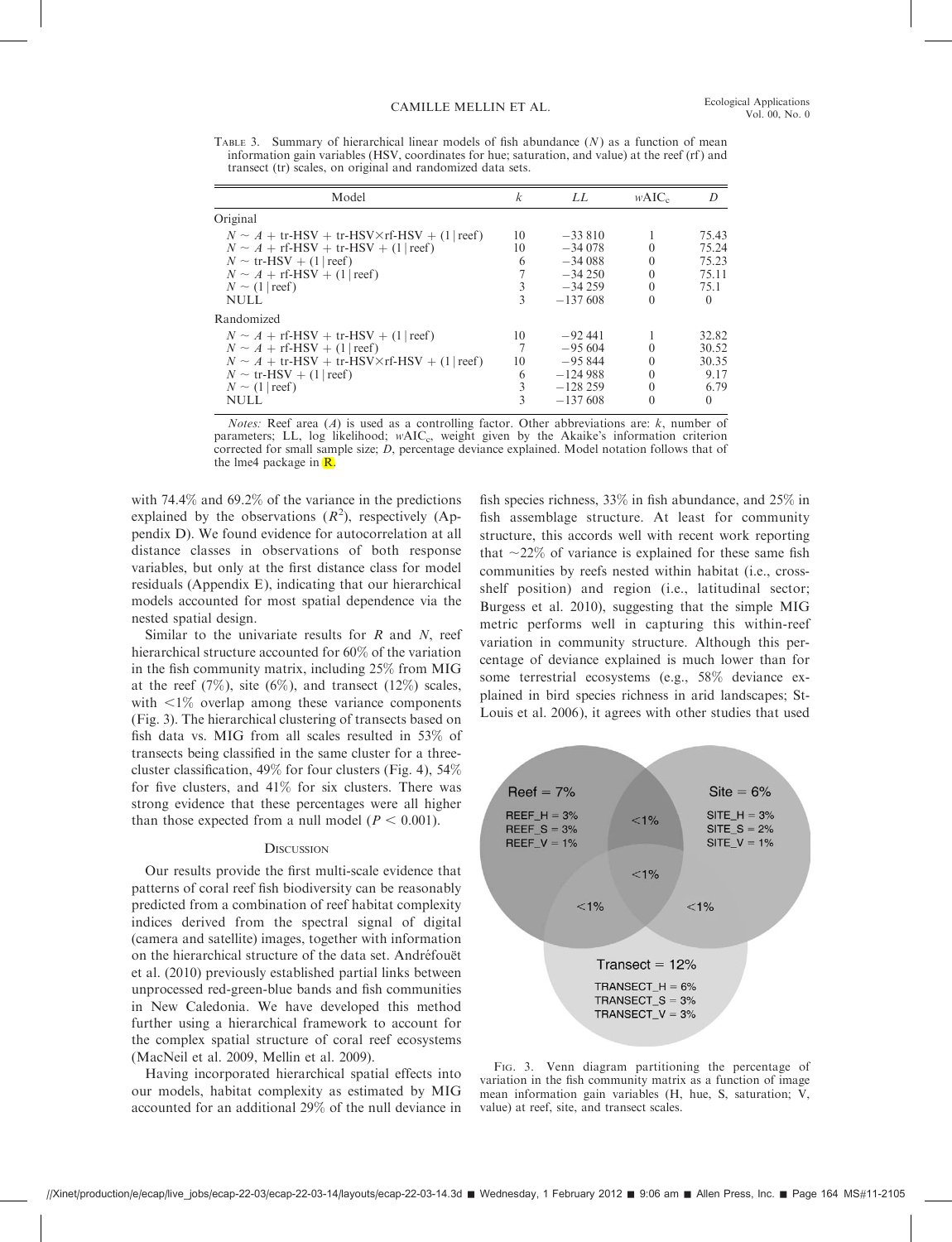TABLE 3. Summary of hierarchical linear models of fish abundance ($N$) as a function of mean information gain variables (HSV, coordinates for hue; saturation, and value) at the reef (rf) and transect (tr) scales, on original and randomized data sets.

| Model | $k$ | $LL$ | $w$AIC$_c$ | $D$ |
|---|---|---|---|---|
| Original | | | | |
| $N \sim A$ + tr-HSV + tr-HSV×rf-HSV + (1 \| reef) | 10 | −33 810 | 1 | 75.43 |
| $N \sim A$ + rf-HSV + tr-HSV + (1 \| reef) | 10 | −34 078 | 0 | 75.24 |
| $N \sim$ tr-HSV + (1 \| reef) | 6 | −34 088 | 0 | 75.23 |
| $N \sim A$ + rf-HSV + (1 \| reef) | 7 | −34 250 | 0 | 75.11 |
| $N \sim$ (1 \| reef) | 3 | −34 259 | 0 | 75.1 |
| NULL | 3 | −137 608 | 0 | 0 |
| Randomized | | | | |
| $N \sim A$ + rf-HSV + tr-HSV + (1 \| reef) | 10 | −92 441 | 1 | 32.82 |
| $N \sim A$ + rf-HSV + (1 \| reef) | 7 | −95 604 | 0 | 30.52 |
| $N \sim A$ + tr-HSV + tr-HSV×rf-HSV + (1 \| reef) | 10 | −95 844 | 0 | 30.35 |
| $N \sim$ tr-HSV + (1 \| reef) | 6 | −124 988 | 0 | 9.17 |
| $N \sim$ (1 \| reef) | 3 | −128 259 | 0 | 6.79 |
| NULL | 3 | −137 608 | 0 | 0 |

*Notes:* Reef area ($A$) is used as a controlling factor. Other abbreviations are: $k$, number of parameters; LL, log likelihood; $w$AIC$_c$, weight given by the Akaike's information criterion corrected for small sample size; $D$, percentage deviance explained. Model notation follows that of the lme4 package in R.

with 74.4% and 69.2% of the variance in the predictions explained by the observations ($R^2$), respectively (Appendix D). We found evidence for autocorrelation at all distance classes in observations of both response variables, but only at the first distance class for model residuals (Appendix E), indicating that our hierarchical models accounted for most spatial dependence via the nested spatial design.

Similar to the univariate results for $R$ and $N$, reef hierarchical structure accounted for 60% of the variation in the fish community matrix, including 25% from MIG at the reef (7%), site (6%), and transect (12%) scales, with <1% overlap among these variance components (Fig. 3). The hierarchical clustering of transects based on fish data vs. MIG from all scales resulted in 53% of transects being classified in the same cluster for a three-cluster classification, 49% for four clusters (Fig. 4), 54% for five clusters, and 41% for six clusters. There was strong evidence that these percentages were all higher than those expected from a null model ($P < 0.001$).

## DISCUSSION

Our results provide the first multi-scale evidence that patterns of coral reef fish biodiversity can be reasonably predicted from a combination of reef habitat complexity indices derived from the spectral signal of digital (camera and satellite) images, together with information on the hierarchical structure of the data set. Andréfouët et al. (2010) previously established partial links between unprocessed red-green-blue bands and fish communities in New Caledonia. We have developed this method further using a hierarchical framework to account for the complex spatial structure of coral reef ecosystems (MacNeil et al. 2009, Mellin et al. 2009).

Having incorporated hierarchical spatial effects into our models, habitat complexity as estimated by MIG accounted for an additional 29% of the null deviance in fish species richness, 33% in fish abundance, and 25% in fish assemblage structure. At least for community structure, this accords well with recent work reporting that ~22% of variance is explained for these same fish communities by reefs nested within habitat (i.e., cross-shelf position) and region (i.e., latitudinal sector; Burgess et al. 2010), suggesting that the simple MIG metric performs well in capturing this within-reef variation in community structure. Although this percentage of deviance explained is much lower than for some terrestrial ecosystems (e.g., 58% deviance explained in bird species richness in arid landscapes; St-Louis et al. 2006), it agrees with other studies that used

FIG. 3. Venn diagram partitioning the percentage of variation in the fish community matrix as a function of image mean information gain variables (H, hue, S, saturation; V, value) at reef, site, and transect scales.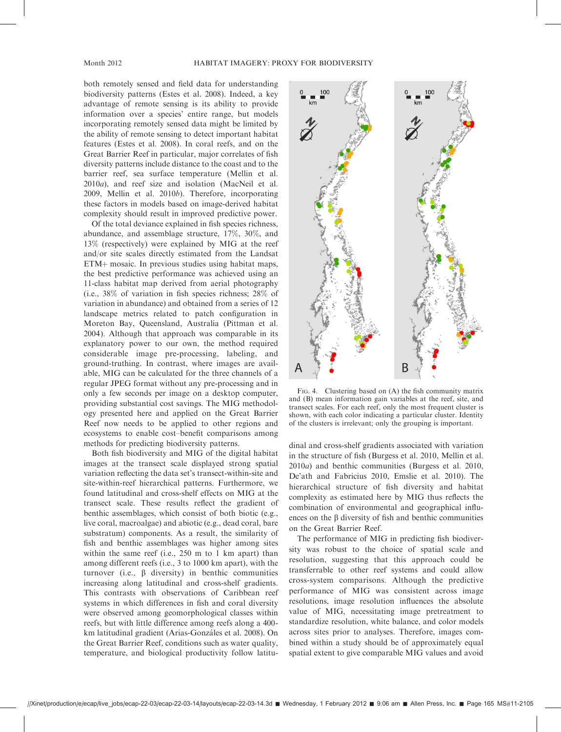both remotely sensed and field data for understanding biodiversity patterns (Estes et al. 2008). Indeed, a key advantage of remote sensing is its ability to provide information over a species' entire range, but models incorporating remotely sensed data might be limited by the ability of remote sensing to detect important habitat features (Estes et al. 2008). In coral reefs, and on the Great Barrier Reef in particular, major correlates of fish diversity patterns include distance to the coast and to the barrier reef, sea surface temperature (Mellin et al. 2010*a*), and reef size and isolation (MacNeil et al. 2009, Mellin et al. 2010*b*). Therefore, incorporating these factors in models based on image-derived habitat complexity should result in improved predictive power.

Of the total deviance explained in fish species richness, abundance, and assemblage structure, 17%, 30%, and 13% (respectively) were explained by MIG at the reef and/or site scales directly estimated from the Landsat ETM+ mosaic. In previous studies using habitat maps, the best predictive performance was achieved using an 11-class habitat map derived from aerial photography (i.e., 38% of variation in fish species richness; 28% of variation in abundance) and obtained from a series of 12 landscape metrics related to patch configuration in Moreton Bay, Queensland, Australia (Pittman et al. 2004). Although that approach was comparable in its explanatory power to our own, the method required considerable image pre-processing, labeling, and ground-truthing. In contrast, where images are available, MIG can be calculated for the three channels of a regular JPEG format without any pre-processing and in only a few seconds per image on a desktop computer, providing substantial cost savings. The MIG methodology presented here and applied on the Great Barrier Reef now needs to be applied to other regions and ecosystems to enable cost–benefit comparisons among methods for predicting biodiversity patterns.

Both fish biodiversity and MIG of the digital habitat images at the transect scale displayed strong spatial variation reflecting the data set's transect-within-site and site-within-reef hierarchical patterns. Furthermore, we found latitudinal and cross-shelf effects on MIG at the transect scale. These results reflect the gradient of benthic assemblages, which consist of both biotic (e.g., live coral, macroalgae) and abiotic (e.g., dead coral, bare substratum) components. As a result, the similarity of fish and benthic assemblages was higher among sites within the same reef (i.e., 250 m to 1 km apart) than among different reefs (i.e., 3 to 1000 km apart), with the turnover (i.e., β diversity) in benthic communities increasing along latitudinal and cross-shelf gradients. This contrasts with observations of Caribbean reef systems in which differences in fish and coral diversity were observed among geomorphological classes within reefs, but with little difference among reefs along a 400-km latitudinal gradient (Arias-Gonzáles et al. 2008). On the Great Barrier Reef, conditions such as water quality, temperature, and biological productivity follow latitudinal and cross-shelf gradients associated with variation in the structure of fish (Burgess et al. 2010, Mellin et al. 2010*a*) and benthic communities (Burgess et al. 2010, De'ath and Fabricius 2010, Emslie et al. 2010). The hierarchical structure of fish diversity and habitat complexity as estimated here by MIG thus reflects the combination of environmental and geographical influences on the β diversity of fish and benthic communities on the Great Barrier Reef.

Fig. 4. Clustering based on (A) the fish community matrix and (B) mean information gain variables at the reef, site, and transect scales. For each reef, only the most frequent cluster is shown, with each color indicating a particular cluster. Identity of the clusters is irrelevant; only the grouping is important.

The performance of MIG in predicting fish biodiversity was robust to the choice of spatial scale and resolution, suggesting that this approach could be transferrable to other reef systems and could allow cross-system comparisons. Although the predictive performance of MIG was consistent across image resolutions, image resolution influences the absolute value of MIG, necessitating image pretreatment to standardize resolution, white balance, and color models across sites prior to analyses. Therefore, images combined within a study should be of approximately equal spatial extent to give comparable MIG values and avoid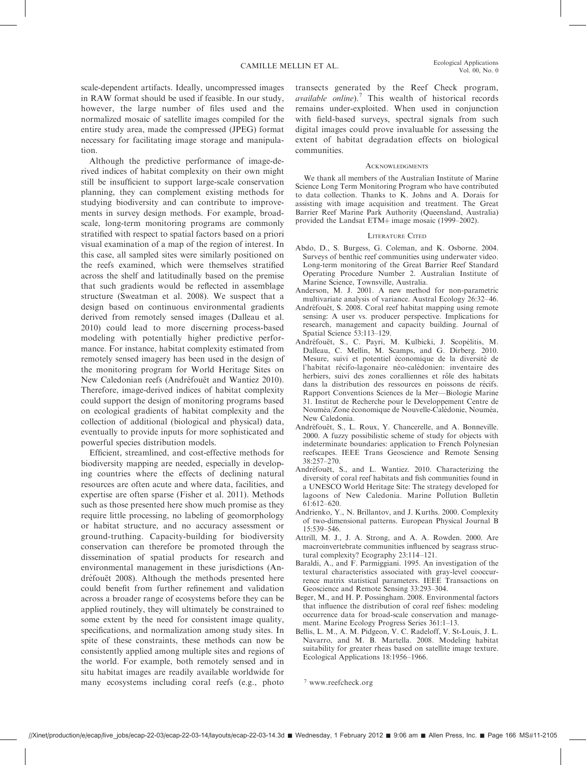scale-dependent artifacts. Ideally, uncompressed images in RAW format should be used if feasible. In our study, however, the large number of files used and the normalized mosaic of satellite images compiled for the entire study area, made the compressed (JPEG) format necessary for facilitating image storage and manipulation.

Although the predictive performance of image-derived indices of habitat complexity on their own might still be insufficient to support large-scale conservation planning, they can complement existing methods for studying biodiversity and can contribute to improvements in survey design methods. For example, broad-scale, long-term monitoring programs are commonly stratified with respect to spatial factors based on a priori visual examination of a map of the region of interest. In this case, all sampled sites were similarly positioned on the reefs examined, which were themselves stratified across the shelf and latitudinally based on the premise that such gradients would be reflected in assemblage structure (Sweatman et al. 2008). We suspect that a design based on continuous environmental gradients derived from remotely sensed images (Dalleau et al. 2010) could lead to more discerning process-based modeling with potentially higher predictive performance. For instance, habitat complexity estimated from remotely sensed imagery has been used in the design of the monitoring program for World Heritage Sites on New Caledonian reefs (Andréfouët and Wantiez 2010). Therefore, image-derived indices of habitat complexity could support the design of monitoring programs based on ecological gradients of habitat complexity and the collection of additional (biological and physical) data, eventually to provide inputs for more sophisticated and powerful species distribution models.

Efficient, streamlined, and cost-effective methods for biodiversity mapping are needed, especially in developing countries where the effects of declining natural resources are often acute and where data, facilities, and expertise are often sparse (Fisher et al. 2011). Methods such as those presented here show much promise as they require little processing, no labeling of geomorphology or habitat structure, and no accuracy assessment or ground-truthing. Capacity-building for biodiversity conservation can therefore be promoted through the dissemination of spatial products for research and environmental management in these jurisdictions (Andréfouët 2008). Although the methods presented here could benefit from further refinement and validation across a broader range of ecosystems before they can be applied routinely, they will ultimately be constrained to some extent by the need for consistent image quality, specifications, and normalization among study sites. In spite of these constraints, these methods can now be consistently applied among multiple sites and regions of the world. For example, both remotely sensed and in situ habitat images are readily available worldwide for many ecosystems including coral reefs (e.g., photo transects generated by the Reef Check program, *available online*).[7] This wealth of historical records remains under-exploited. When used in conjunction with field-based surveys, spectral signals from such digital images could prove invaluable for assessing the extent of habitat degradation effects on biological communities.

## Acknowledgments

We thank all members of the Australian Institute of Marine Science Long Term Monitoring Program who have contributed to data collection. Thanks to K. Johns and A. Dorais for assisting with image acquisition and treatment. The Great Barrier Reef Marine Park Authority (Queensland, Australia) provided the Landsat ETM+ image mosaic (1999–2002).

## Literature Cited

Abdo, D., S. Burgess, G. Coleman, and K. Osborne. 2004. Surveys of benthic reef communities using underwater video. Long-term monitoring of the Great Barrier Reef Standard Operating Procedure Number 2. Australian Institute of Marine Science, Townsville, Australia.

Anderson, M. J. 2001. A new method for non-parametric multivariate analysis of variance. Austral Ecology 26:32–46.

Andréfouët, S. 2008. Coral reef habitat mapping using remote sensing: A user vs. producer perspective. Implications for research, management and capacity building. Journal of Spatial Science 53:113–129.

Andréfouët, S., C. Payri, M. Kulbicki, J. Scopélitis, M. Dalleau, C. Mellin, M. Scamps, and G. Dirberg. 2010. Mesure, suivi et potentiel économique de la diversité de l'habitat récifo-lagonaire néo-calédonien: inventaire des herbiers, suivi des zones coralliennes et rôle des habitats dans la distribution des ressources en poissons de récifs. Rapport Conventions Sciences de la Mer—Biologie Marine 31. Institut de Recherche pour le Developpement Centre de Nouméa/Zone économique de Nouvelle-Calédonie, Nouméa, New Caledonia.

Andréfouët, S., L. Roux, Y. Chancerelle, and A. Bonneville. 2000. A fuzzy possibilistic scheme of study for objects with indeterminate boundaries: application to French Polynesian reefscapes. IEEE Trans Geoscience and Remote Sensing 38:257–270.

Andréfouët, S., and L. Wantiez. 2010. Characterizing the diversity of coral reef habitats and fish communities found in a UNESCO World Heritage Site: The strategy developed for lagoons of New Caledonia. Marine Pollution Bulletin 61:612–620.

Andrienko, Y., N. Brillantov, and J. Kurths. 2000. Complexity of two-dimensional patterns. European Physical Journal B 15:539–546.

Attrill, M. J., J. A. Strong, and A. A. Rowden. 2000. Are macroinvertebrate communities influenced by seagrass structural complexity? Ecography 23:114–121.

Baraldi, A., and F. Parmiggiani. 1995. An investigation of the textural characteristics associated with gray-level cooccurrence matrix statistical parameters. IEEE Transactions on Geoscience and Remote Sensing 33:293–304.

Beger, M., and H. P. Possingham. 2008. Environmental factors that influence the distribution of coral reef fishes: modeling occurrence data for broad-scale conservation and management. Marine Ecology Progress Series 361:1–13.

Bellis, L. M., A. M. Pidgeon, V. C. Radeloff, V. St-Louis, J. L. Navarro, and M. B. Martella. 2008. Modeling habitat suitability for greater rheas based on satellite image texture. Ecological Applications 18:1956–1966.

[7] www.reefcheck.org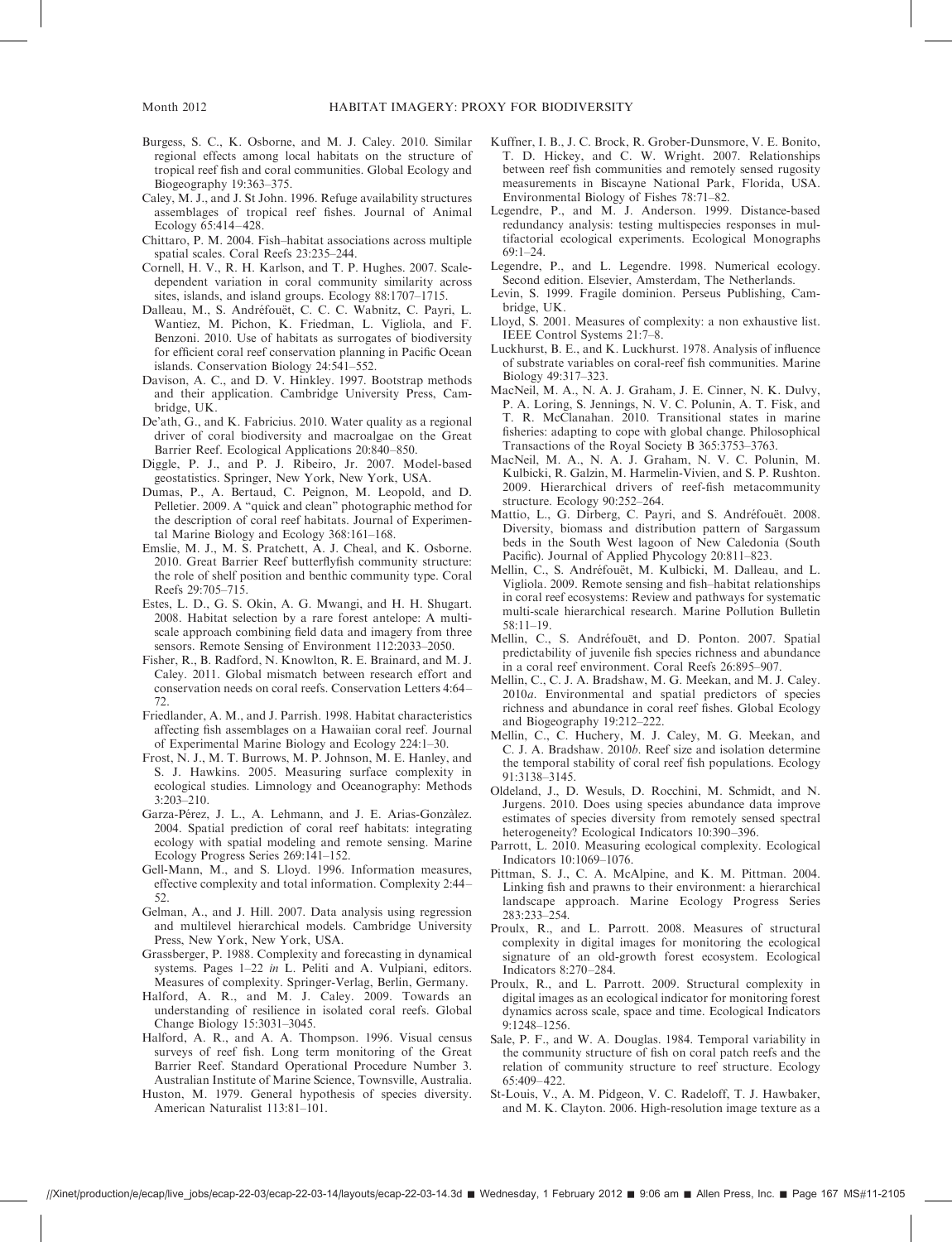Burgess, S. C., K. Osborne, and M. J. Caley. 2010. Similar regional effects among local habitats on the structure of tropical reef fish and coral communities. Global Ecology and Biogeography 19:363–375.

Caley, M. J., and J. St John. 1996. Refuge availability structures assemblages of tropical reef fishes. Journal of Animal Ecology 65:414–428.

Chittaro, P. M. 2004. Fish–habitat associations across multiple spatial scales. Coral Reefs 23:235–244.

Cornell, H. V., R. H. Karlson, and T. P. Hughes. 2007. Scale-dependent variation in coral community similarity across sites, islands, and island groups. Ecology 88:1707–1715.

Dalleau, M., S. Andréfouët, C. C. C. Wabnitz, C. Payri, L. Wantiez, M. Pichon, K. Friedman, L. Vigliola, and F. Benzoni. 2010. Use of habitats as surrogates of biodiversity for efficient coral reef conservation planning in Pacific Ocean islands. Conservation Biology 24:541–552.

Davison, A. C., and D. V. Hinkley. 1997. Bootstrap methods and their application. Cambridge University Press, Cambridge, UK.

De'ath, G., and K. Fabricius. 2010. Water quality as a regional driver of coral biodiversity and macroalgae on the Great Barrier Reef. Ecological Applications 20:840–850.

Diggle, P. J., and P. J. Ribeiro, Jr. 2007. Model-based geostatistics. Springer, New York, New York, USA.

Dumas, P., A. Bertaud, C. Peignon, M. Leopold, and D. Pelletier. 2009. A "quick and clean" photographic method for the description of coral reef habitats. Journal of Experimental Marine Biology and Ecology 368:161–168.

Emslie, M. J., M. S. Pratchett, A. J. Cheal, and K. Osborne. 2010. Great Barrier Reef butterflyfish community structure: the role of shelf position and benthic community type. Coral Reefs 29:705–715.

Estes, L. D., G. S. Okin, A. G. Mwangi, and H. H. Shugart. 2008. Habitat selection by a rare forest antelope: A multi-scale approach combining field data and imagery from three sensors. Remote Sensing of Environment 112:2033–2050.

Fisher, R., B. Radford, N. Knowlton, R. E. Brainard, and M. J. Caley. 2011. Global mismatch between research effort and conservation needs on coral reefs. Conservation Letters 4:64–72.

Friedlander, A. M., and J. Parrish. 1998. Habitat characteristics affecting fish assemblages on a Hawaiian coral reef. Journal of Experimental Marine Biology and Ecology 224:1–30.

Frost, N. J., M. T. Burrows, M. P. Johnson, M. E. Hanley, and S. J. Hawkins. 2005. Measuring surface complexity in ecological studies. Limnology and Oceanography: Methods 3:203–210.

Garza-Pérez, J. L., A. Lehmann, and J. E. Arias-Gonzàlez. 2004. Spatial prediction of coral reef habitats: integrating ecology with spatial modeling and remote sensing. Marine Ecology Progress Series 269:141–152.

Gell-Mann, M., and S. Lloyd. 1996. Information measures, effective complexity and total information. Complexity 2:44–52.

Gelman, A., and J. Hill. 2007. Data analysis using regression and multilevel hierarchical models. Cambridge University Press, New York, New York, USA.

Grassberger, P. 1988. Complexity and forecasting in dynamical systems. Pages 1–22 *in* L. Peliti and A. Vulpiani, editors. Measures of complexity. Springer-Verlag, Berlin, Germany.

Halford, A. R., and M. J. Caley. 2009. Towards an understanding of resilience in isolated coral reefs. Global Change Biology 15:3031–3045.

Halford, A. R., and A. A. Thompson. 1996. Visual census surveys of reef fish. Long term monitoring of the Great Barrier Reef. Standard Operational Procedure Number 3. Australian Institute of Marine Science, Townsville, Australia.

Huston, M. 1979. General hypothesis of species diversity. American Naturalist 113:81–101.

Kuffner, I. B., J. C. Brock, R. Grober-Dunsmore, V. E. Bonito, T. D. Hickey, and C. W. Wright. 2007. Relationships between reef fish communities and remotely sensed rugosity measurements in Biscayne National Park, Florida, USA. Environmental Biology of Fishes 78:71–82.

Legendre, P., and M. J. Anderson. 1999. Distance-based redundancy analysis: testing multispecies responses in multifactorial ecological experiments. Ecological Monographs 69:1–24.

Legendre, P., and L. Legendre. 1998. Numerical ecology. Second edition. Elsevier, Amsterdam, The Netherlands.

Levin, S. 1999. Fragile dominion. Perseus Publishing, Cambridge, UK.

Lloyd, S. 2001. Measures of complexity: a non exhaustive list. IEEE Control Systems 21:7–8.

Luckhurst, B. E., and K. Luckhurst. 1978. Analysis of influence of substrate variables on coral-reef fish communities. Marine Biology 49:317–323.

MacNeil, M. A., N. A. J. Graham, J. E. Cinner, N. K. Dulvy, P. A. Loring, S. Jennings, N. V. C. Polunin, A. T. Fisk, and T. R. McClanahan. 2010. Transitional states in marine fisheries: adapting to cope with global change. Philosophical Transactions of the Royal Society B 365:3753–3763.

MacNeil, M. A., N. A. J. Graham, N. V. C. Polunin, M. Kulbicki, R. Galzin, M. Harmelin-Vivien, and S. P. Rushton. 2009. Hierarchical drivers of reef-fish metacommunity structure. Ecology 90:252–264.

Mattio, L., G. Dirberg, C. Payri, and S. Andréfouët. 2008. Diversity, biomass and distribution pattern of Sargassum beds in the South West lagoon of New Caledonia (South Pacific). Journal of Applied Phycology 20:811–823.

Mellin, C., S. Andréfouët, M. Kulbicki, M. Dalleau, and L. Vigliola. 2009. Remote sensing and fish–habitat relationships in coral reef ecosystems: Review and pathways for systematic multi-scale hierarchical research. Marine Pollution Bulletin 58:11–19.

Mellin, C., S. Andréfouët, and D. Ponton. 2007. Spatial predictability of juvenile fish species richness and abundance in a coral reef environment. Coral Reefs 26:895–907.

Mellin, C., C. J. A. Bradshaw, M. G. Meekan, and M. J. Caley. 2010*a*. Environmental and spatial predictors of species richness and abundance in coral reef fishes. Global Ecology and Biogeography 19:212–222.

Mellin, C., C. Huchery, M. J. Caley, M. G. Meekan, and C. J. A. Bradshaw. 2010*b*. Reef size and isolation determine the temporal stability of coral reef fish populations. Ecology 91:3138–3145.

Oldeland, J., D. Wesuls, D. Rocchini, M. Schmidt, and N. Jurgens. 2010. Does using species abundance data improve estimates of species diversity from remotely sensed spectral heterogeneity? Ecological Indicators 10:390–396.

Parrott, L. 2010. Measuring ecological complexity. Ecological Indicators 10:1069–1076.

Pittman, S. J., C. A. McAlpine, and K. M. Pittman. 2004. Linking fish and prawns to their environment: a hierarchical landscape approach. Marine Ecology Progress Series 283:233–254.

Proulx, R., and L. Parrott. 2008. Measures of structural complexity in digital images for monitoring the ecological signature of an old-growth forest ecosystem. Ecological Indicators 8:270–284.

Proulx, R., and L. Parrott. 2009. Structural complexity in digital images as an ecological indicator for monitoring forest dynamics across scale, space and time. Ecological Indicators 9:1248–1256.

Sale, P. F., and W. A. Douglas. 1984. Temporal variability in the community structure of fish on coral patch reefs and the relation of community structure to reef structure. Ecology 65:409–422.

St-Louis, V., A. M. Pidgeon, V. C. Radeloff, T. J. Hawbaker, and M. K. Clayton. 2006. High-resolution image texture as a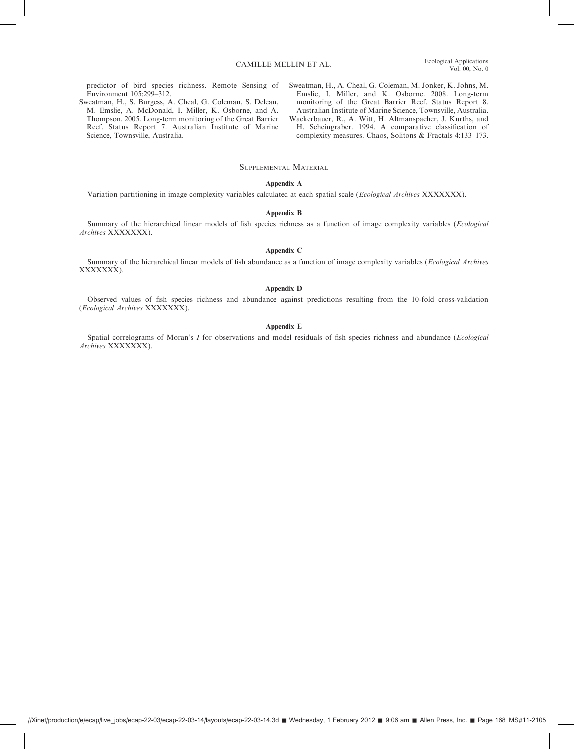predictor of bird species richness. Remote Sensing of Environment 105:299–312.

Sweatman, H., S. Burgess, A. Cheal, G. Coleman, S. Delean, M. Emslie, A. McDonald, I. Miller, K. Osborne, and A. Thompson. 2005. Long-term monitoring of the Great Barrier Reef. Status Report 7. Australian Institute of Marine Science, Townsville, Australia.

Sweatman, H., A. Cheal, G. Coleman, M. Jonker, K. Johns, M. Emslie, I. Miller, and K. Osborne. 2008. Long-term monitoring of the Great Barrier Reef. Status Report 8. Australian Institute of Marine Science, Townsville, Australia.

Wackerbauer, R., A. Witt, H. Altmanspacher, J. Kurths, and H. Scheingraber. 1994. A comparative classification of complexity measures. Chaos, Solitons & Fractals 4:133–173.

## Supplemental Material

### Appendix A

Variation partitioning in image complexity variables calculated at each spatial scale (*Ecological Archives* XXXXXXX).

### Appendix B

Summary of the hierarchical linear models of fish species richness as a function of image complexity variables (*Ecological Archives* XXXXXXX).

### Appendix C

Summary of the hierarchical linear models of fish abundance as a function of image complexity variables (*Ecological Archives* XXXXXXX).

### Appendix D

Observed values of fish species richness and abundance against predictions resulting from the 10-fold cross-validation (*Ecological Archives* XXXXXXX).

### Appendix E

Spatial correlograms of Moran's *I* for observations and model residuals of fish species richness and abundance (*Ecological Archives* XXXXXXX).